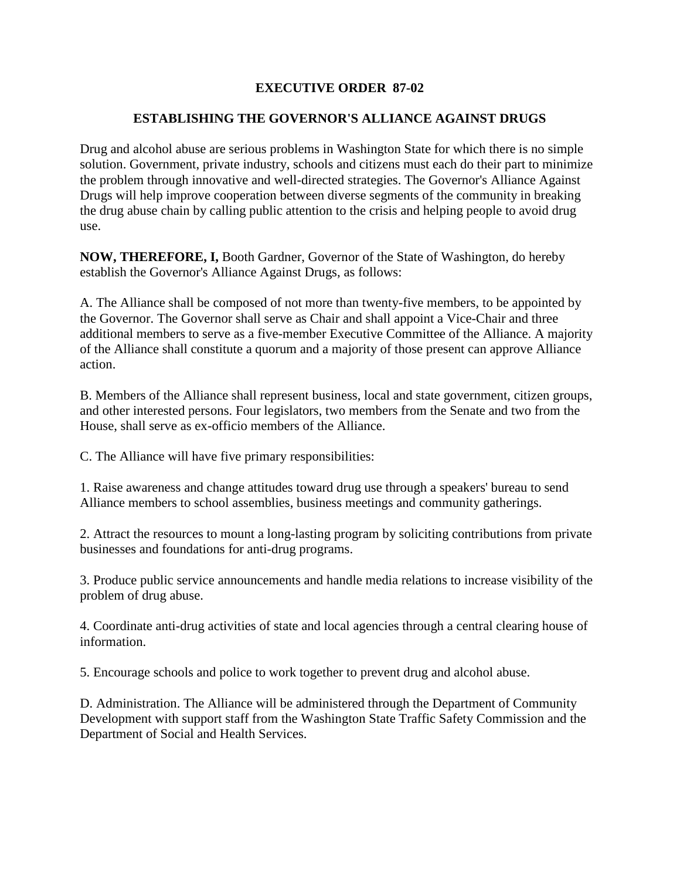# EXECUTIVE ORDER 87-02

## ESTABLISHING THE GOVERNOR'S ALLIANCE AGAINST DRUGS

Drug and alcohol abuse are serious problems in Washington State for which there is no simple solution. Government, private industry, schools and citizens must each do their part to minimize the problem through innovative and well-directed strategies. The Governor's Alliance Against Drugs will help improve cooperation between diverse segments of the community in breaking the drug abuse chain by calling public attention to the crisis and helping people to avoid drug use.

**NOW, THEREFORE, I,** Booth Gardner, Governor of the State of Washington, do hereby establish the Governor's Alliance Against Drugs, as follows:

A. The Alliance shall be composed of not more than twenty-five members, to be appointed by the Governor. The Governor shall serve as Chair and shall appoint a Vice-Chair and three additional members to serve as a five-member Executive Committee of the Alliance. A majority of the Alliance shall constitute a quorum and a majority of those present can approve Alliance action.

B. Members of the Alliance shall represent business, local and state government, citizen groups, and other interested persons. Four legislators, two members from the Senate and two from the House, shall serve as ex-officio members of the Alliance.

C. The Alliance will have five primary responsibilities:

1. Raise awareness and change attitudes toward drug use through a speakers' bureau to send Alliance members to school assemblies, business meetings and community gatherings.

2. Attract the resources to mount a long-lasting program by soliciting contributions from private businesses and foundations for anti-drug programs.

3. Produce public service announcements and handle media relations to increase visibility of the problem of drug abuse.

4. Coordinate anti-drug activities of state and local agencies through a central clearing house of information.

5. Encourage schools and police to work together to prevent drug and alcohol abuse.

D. Administration. The Alliance will be administered through the Department of Community Development with support staff from the Washington State Traffic Safety Commission and the Department of Social and Health Services.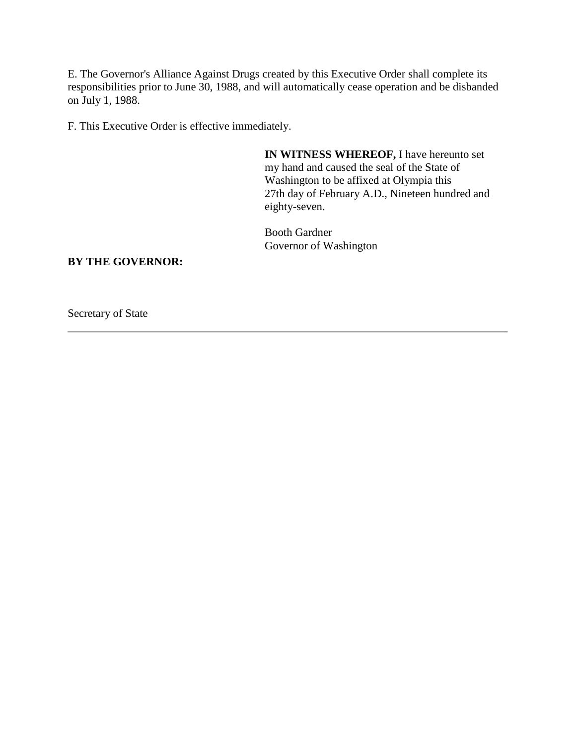E. The Governor's Alliance Against Drugs created by this Executive Order shall complete its responsibilities prior to June 30, 1988, and will automatically cease operation and be disbanded on July 1, 1988.

F. This Executive Order is effective immediately.

**IN WITNESS WHEREOF,** I have hereunto set my hand and caused the seal of the State of Washington to be affixed at Olympia this 27th day of February A.D., Nineteen hundred and eighty-seven.

Booth Gardner
Governor of Washington

**BY THE GOVERNOR:**

Secretary of State

---